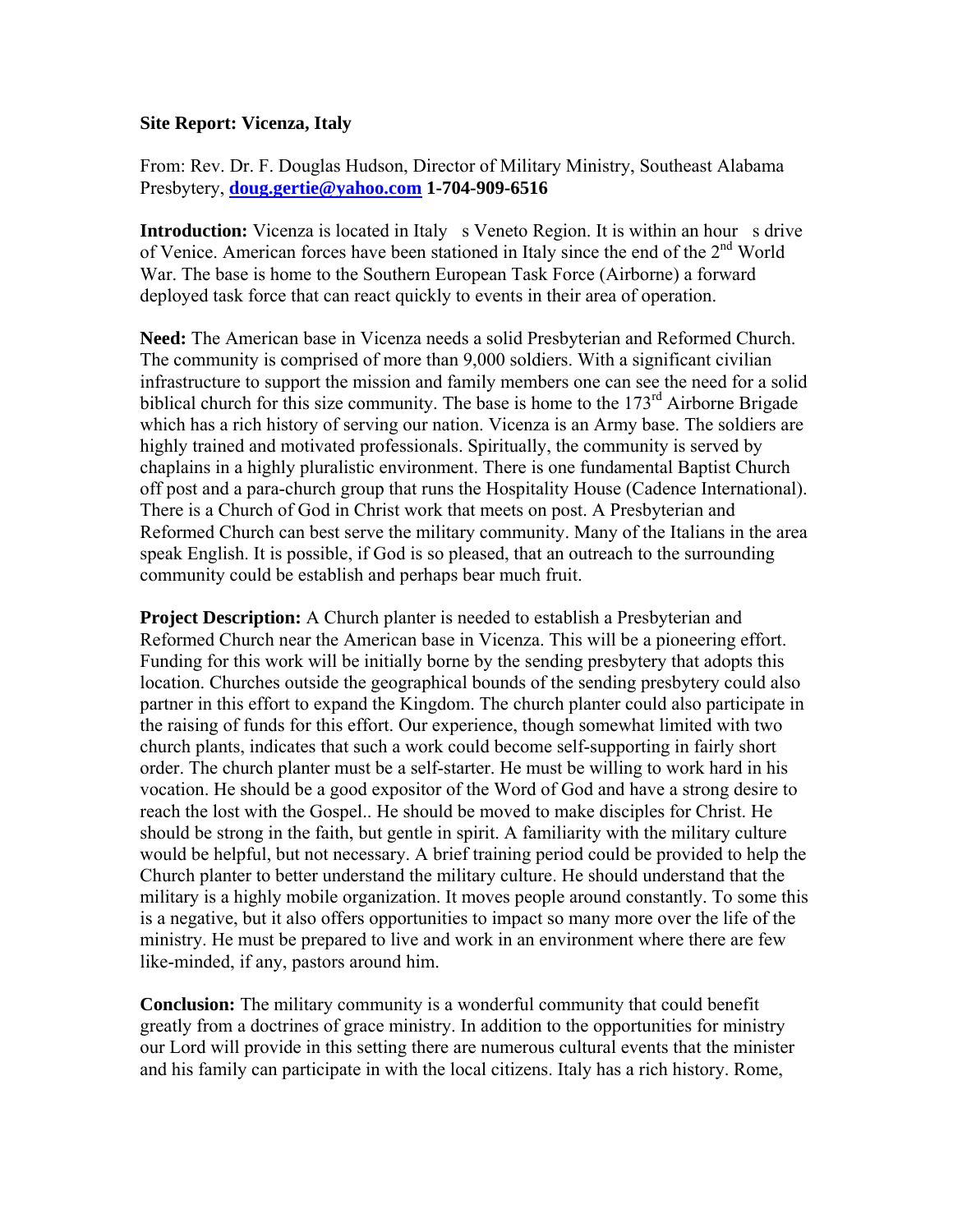**Site Report: Vicenza, Italy**

From: Rev. Dr. F. Douglas Hudson, Director of Military Ministry, Southeast Alabama Presbytery, **doug.gertie@yahoo.com 1-704-909-6516**

**Introduction:** Vicenza is located in Italy s Veneto Region. It is within an hour s drive of Venice. American forces have been stationed in Italy since the end of the 2nd World War. The base is home to the Southern European Task Force (Airborne) a forward deployed task force that can react quickly to events in their area of operation.

**Need:** The American base in Vicenza needs a solid Presbyterian and Reformed Church. The community is comprised of more than 9,000 soldiers. With a significant civilian infrastructure to support the mission and family members one can see the need for a solid biblical church for this size community. The base is home to the 173rd Airborne Brigade which has a rich history of serving our nation. Vicenza is an Army base. The soldiers are highly trained and motivated professionals. Spiritually, the community is served by chaplains in a highly pluralistic environment. There is one fundamental Baptist Church off post and a para-church group that runs the Hospitality House (Cadence International). There is a Church of God in Christ work that meets on post. A Presbyterian and Reformed Church can best serve the military community. Many of the Italians in the area speak English. It is possible, if God is so pleased, that an outreach to the surrounding community could be establish and perhaps bear much fruit.

**Project Description:** A Church planter is needed to establish a Presbyterian and Reformed Church near the American base in Vicenza. This will be a pioneering effort. Funding for this work will be initially borne by the sending presbytery that adopts this location. Churches outside the geographical bounds of the sending presbytery could also partner in this effort to expand the Kingdom. The church planter could also participate in the raising of funds for this effort. Our experience, though somewhat limited with two church plants, indicates that such a work could become self-supporting in fairly short order. The church planter must be a self-starter. He must be willing to work hard in his vocation. He should be a good expositor of the Word of God and have a strong desire to reach the lost with the Gospel.. He should be moved to make disciples for Christ. He should be strong in the faith, but gentle in spirit. A familiarity with the military culture would be helpful, but not necessary. A brief training period could be provided to help the Church planter to better understand the military culture. He should understand that the military is a highly mobile organization. It moves people around constantly. To some this is a negative, but it also offers opportunities to impact so many more over the life of the ministry. He must be prepared to live and work in an environment where there are few like-minded, if any, pastors around him.

**Conclusion:** The military community is a wonderful community that could benefit greatly from a doctrines of grace ministry. In addition to the opportunities for ministry our Lord will provide in this setting there are numerous cultural events that the minister and his family can participate in with the local citizens. Italy has a rich history. Rome,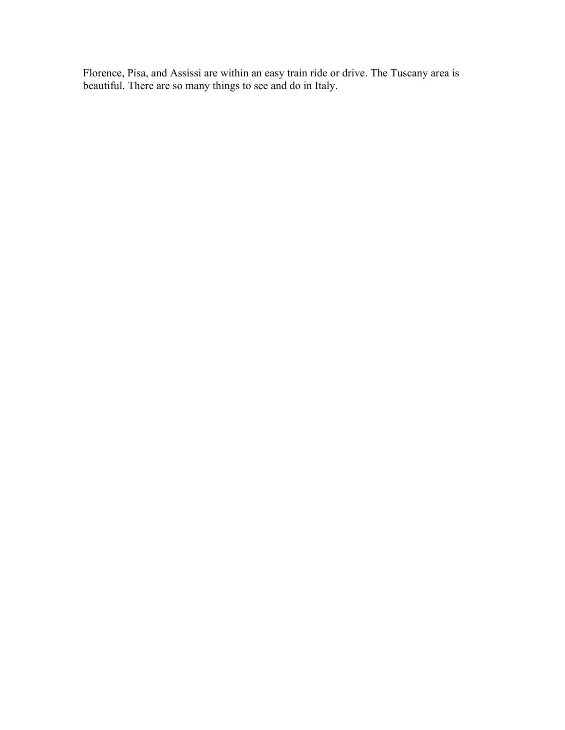Florence, Pisa, and Assissi are within an easy train ride or drive. The Tuscany area is beautiful. There are so many things to see and do in Italy.